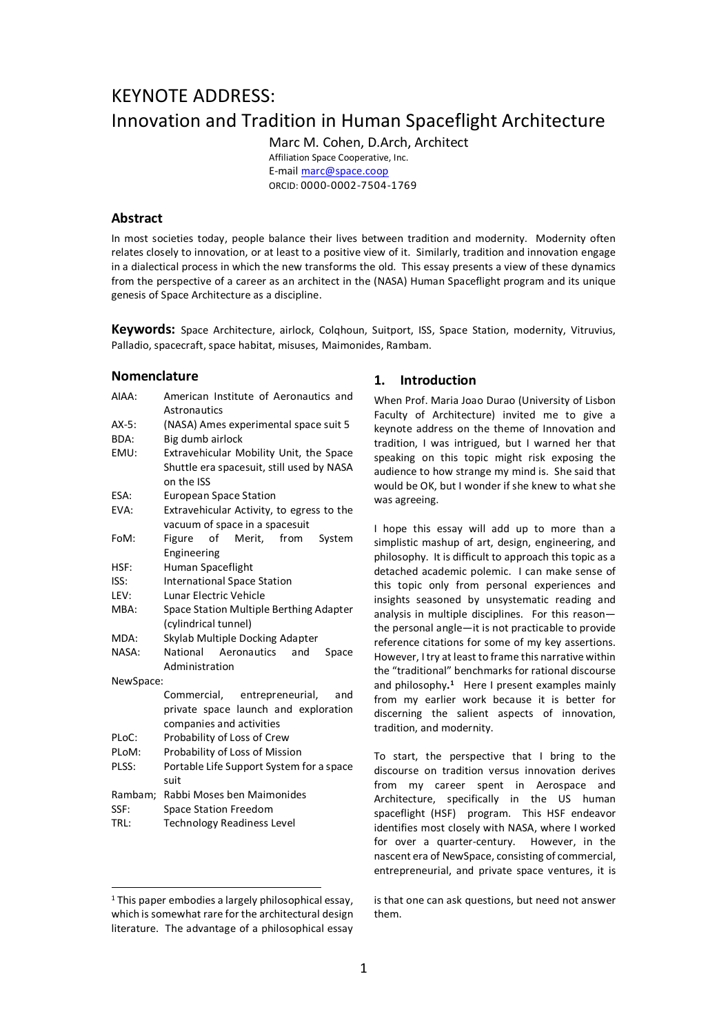# KEYNOTE ADDRESS:
# Innovation and Tradition in Human Spaceflight Architecture

Marc M. Cohen, D.Arch, Architect
Affiliation Space Cooperative, Inc.
E-mail marc@space.coop
ORCID: 0000-0002-7504-1769

## Abstract

In most societies today, people balance their lives between tradition and modernity. Modernity often relates closely to innovation, or at least to a positive view of it. Similarly, tradition and innovation engage in a dialectical process in which the new transforms the old. This essay presents a view of these dynamics from the perspective of a career as an architect in the (NASA) Human Spaceflight program and its unique genesis of Space Architecture as a discipline.

**Keywords:** Space Architecture, airlock, Colqhoun, Suitport, ISS, Space Station, modernity, Vitruvius, Palladio, spacecraft, space habitat, misuses, Maimonides, Rambam.

## Nomenclature

| | |
|---|---|
| AIAA: | American Institute of Aeronautics and Astronautics |
| AX-5: | (NASA) Ames experimental space suit 5 |
| BDA: | Big dumb airlock |
| EMU: | Extravehicular Mobility Unit, the Space Shuttle era spacesuit, still used by NASA on the ISS |
| ESA: | European Space Station |
| EVA: | Extravehicular Activity, to egress to the vacuum of space in a spacesuit |
| FoM: | Figure of Merit, from System Engineering |
| HSF: | Human Spaceflight |
| ISS: | International Space Station |
| LEV: | Lunar Electric Vehicle |
| MBA: | Space Station Multiple Berthing Adapter (cylindrical tunnel) |
| MDA: | Skylab Multiple Docking Adapter |
| NASA: | National Aeronautics and Space Administration |
| NewSpace: | Commercial, entrepreneurial, and private space launch and exploration companies and activities |
| PLoC: | Probability of Loss of Crew |
| PLoM: | Probability of Loss of Mission |
| PLSS: | Portable Life Support System for a space suit |
| Rambam; | Rabbi Moses ben Maimonides |
| SSF: | Space Station Freedom |
| TRL: | Technology Readiness Level |

## 1. Introduction

When Prof. Maria Joao Durao (University of Lisbon Faculty of Architecture) invited me to give a keynote address on the theme of Innovation and tradition, I was intrigued, but I warned her that speaking on this topic might risk exposing the audience to how strange my mind is. She said that would be OK, but I wonder if she knew to what she was agreeing.

I hope this essay will add up to more than a simplistic mashup of art, design, engineering, and philosophy. It is difficult to approach this topic as a detached academic polemic. I can make sense of this topic only from personal experiences and insights seasoned by unsystematic reading and analysis in multiple disciplines. For this reason—the personal angle—it is not practicable to provide reference citations for some of my key assertions. However, I try at least to frame this narrative within the "traditional" benchmarks for rational discourse and philosophy.[1] Here I present examples mainly from my earlier work because it is better for discerning the salient aspects of innovation, tradition, and modernity.

To start, the perspective that I bring to the discourse on tradition versus innovation derives from my career spent in Aerospace and Architecture, specifically in the US human spaceflight (HSF) program. This HSF endeavor identifies most closely with NASA, where I worked for over a quarter-century. However, in the nascent era of NewSpace, consisting of commercial, entrepreneurial, and private space ventures, it is

[1] This paper embodies a largely philosophical essay, which is somewhat rare for the architectural design literature. The advantage of a philosophical essay is that one can ask questions, but need not answer them.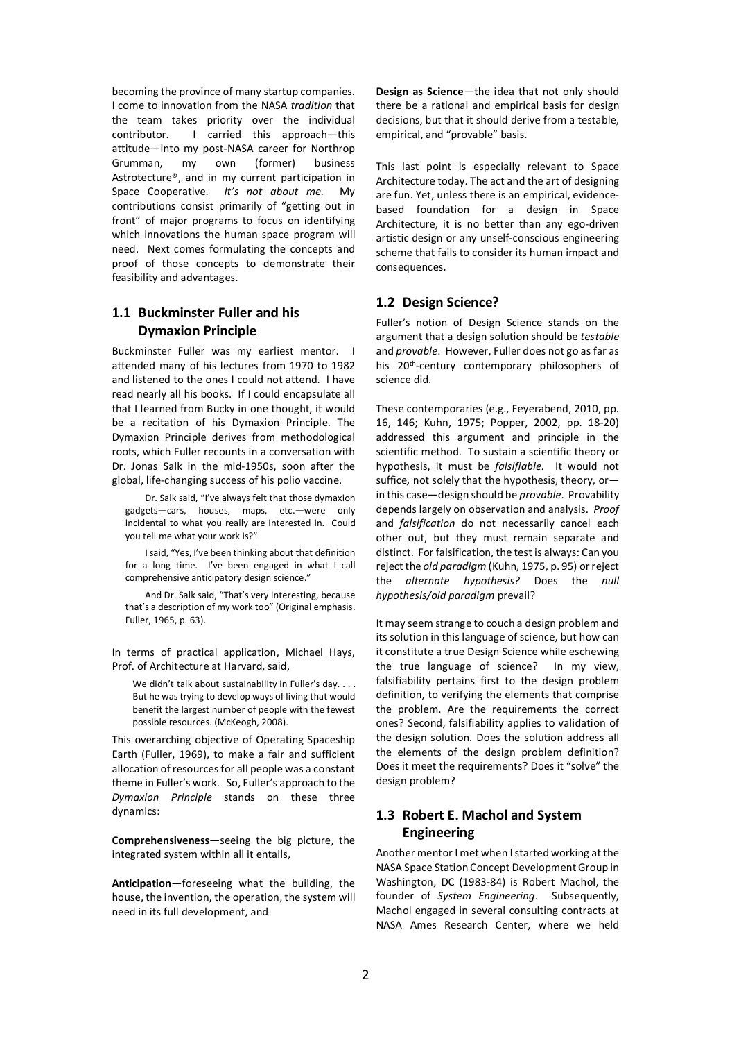becoming the province of many startup companies. I come to innovation from the NASA *tradition* that the team takes priority over the individual contributor. I carried this approach—this attitude—into my post-NASA career for Northrop Grumman, my own (former) business Astrotecture®, and in my current participation in Space Cooperative. *It's not about me.* My contributions consist primarily of "getting out in front" of major programs to focus on identifying which innovations the human space program will need. Next comes formulating the concepts and proof of those concepts to demonstrate their feasibility and advantages.

## 1.1 Buckminster Fuller and his Dymaxion Principle

Buckminster Fuller was my earliest mentor. I attended many of his lectures from 1970 to 1982 and listened to the ones I could not attend. I have read nearly all his books. If I could encapsulate all that I learned from Bucky in one thought, it would be a recitation of his Dymaxion Principle. The Dymaxion Principle derives from methodological roots, which Fuller recounts in a conversation with Dr. Jonas Salk in the mid-1950s, soon after the global, life-changing success of his polio vaccine.

> Dr. Salk said, "I've always felt that those dymaxion gadgets—cars, houses, maps, etc.—were only incidental to what you really are interested in. Could you tell me what your work is?"
>
> I said, "Yes, I've been thinking about that definition for a long time. I've been engaged in what I call comprehensive anticipatory design science."
>
> And Dr. Salk said, "That's very interesting, because that's a description of my work too" (Original emphasis. Fuller, 1965, p. 63).

In terms of practical application, Michael Hays, Prof. of Architecture at Harvard, said,

> We didn't talk about sustainability in Fuller's day. . . . But he was trying to develop ways of living that would benefit the largest number of people with the fewest possible resources. (McKeogh, 2008).

This overarching objective of Operating Spaceship Earth (Fuller, 1969), to make a fair and sufficient allocation of resources for all people was a constant theme in Fuller's work. So, Fuller's approach to the *Dymaxion Principle* stands on these three dynamics:

**Comprehensiveness**—seeing the big picture, the integrated system within all it entails,

**Anticipation**—foreseeing what the building, the house, the invention, the operation, the system will need in its full development, and

**Design as Science**—the idea that not only should there be a rational and empirical basis for design decisions, but that it should derive from a testable, empirical, and "provable" basis.

This last point is especially relevant to Space Architecture today. The act and the art of designing are fun. Yet, unless there is an empirical, evidence-based foundation for a design in Space Architecture, it is no better than any ego-driven artistic design or any unself-conscious engineering scheme that fails to consider its human impact and consequences**.**

## 1.2 Design Science?

Fuller's notion of Design Science stands on the argument that a design solution should be *testable* and *provable*. However, Fuller does not go as far as his 20th-century contemporary philosophers of science did.

These contemporaries (e.g., Feyerabend, 2010, pp. 16, 146; Kuhn, 1975; Popper, 2002, pp. 18-20) addressed this argument and principle in the scientific method. To sustain a scientific theory or hypothesis, it must be *falsifiable.* It would not suffice, not solely that the hypothesis, theory, or—in this case—design should be *provable*. Provability depends largely on observation and analysis. *Proof* and *falsification* do not necessarily cancel each other out, but they must remain separate and distinct. For falsification, the test is always: Can you reject the *old paradigm* (Kuhn, 1975, p. 95) or reject the *alternate hypothesis?* Does the *null hypothesis/old paradigm* prevail?

It may seem strange to couch a design problem and its solution in this language of science, but how can it constitute a true Design Science while eschewing the true language of science? In my view, falsifiability pertains first to the design problem definition, to verifying the elements that comprise the problem. Are the requirements the correct ones? Second, falsifiability applies to validation of the design solution. Does the solution address all the elements of the design problem definition? Does it meet the requirements? Does it "solve" the design problem?

## 1.3 Robert E. Machol and System Engineering

Another mentor I met when I started working at the NASA Space Station Concept Development Group in Washington, DC (1983-84) is Robert Machol, the founder of *System Engineering*. Subsequently, Machol engaged in several consulting contracts at NASA Ames Research Center, where we held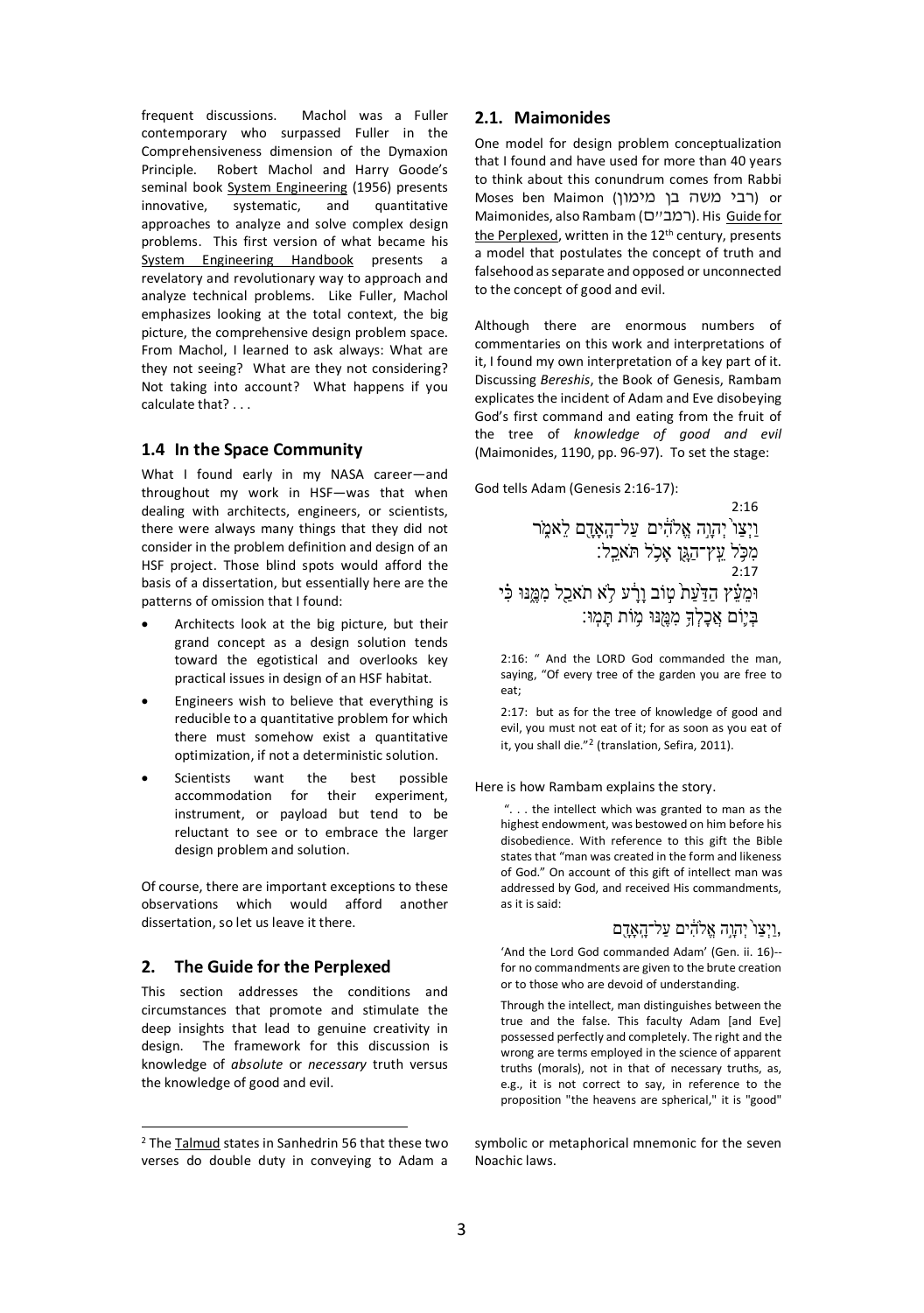frequent discussions. Machol was a Fuller contemporary who surpassed Fuller in the Comprehensiveness dimension of the Dymaxion Principle. Robert Machol and Harry Goode's seminal book System Engineering (1956) presents innovative, systematic, and quantitative approaches to analyze and solve complex design problems. This first version of what became his System Engineering Handbook presents a revelatory and revolutionary way to approach and analyze technical problems. Like Fuller, Machol emphasizes looking at the total context, the big picture, the comprehensive design problem space. From Machol, I learned to ask always: What are they not seeing? What are they not considering? Not taking into account? What happens if you calculate that? . . .

### 1.4 In the Space Community

What I found early in my NASA career—and throughout my work in HSF—was that when dealing with architects, engineers, or scientists, there were always many things that they did not consider in the problem definition and design of an HSF project. Those blind spots would afford the basis of a dissertation, but essentially here are the patterns of omission that I found:

- Architects look at the big picture, but their grand concept as a design solution tends toward the egotistical and overlooks key practical issues in design of an HSF habitat.
- Engineers wish to believe that everything is reducible to a quantitative problem for which there must somehow exist a quantitative optimization, if not a deterministic solution.
- Scientists want the best possible accommodation for their experiment, instrument, or payload but tend to be reluctant to see or to embrace the larger design problem and solution.

Of course, there are important exceptions to these observations which would afford another dissertation, so let us leave it there.

## 2. The Guide for the Perplexed

This section addresses the conditions and circumstances that promote and stimulate the deep insights that lead to genuine creativity in design. The framework for this discussion is knowledge of *absolute* or *necessary* truth versus the knowledge of good and evil.

### 2.1. Maimonides

One model for design problem conceptualization that I found and have used for more than 40 years to think about this conundrum comes from Rabbi Moses ben Maimon (רבי משה בן מימון) or Maimonides, also Rambam (רמב״ם). His Guide for the Perplexed, written in the 12th century, presents a model that postulates the concept of truth and falsehood as separate and opposed or unconnected to the concept of good and evil.

Although there are enormous numbers of commentaries on this work and interpretations of it, I found my own interpretation of a key part of it. Discussing *Bereshis*, the Book of Genesis, Rambam explicates the incident of Adam and Eve disobeying God's first command and eating from the fruit of the tree of *knowledge of good and evil* (Maimonides, 1190, pp. 96-97). To set the stage:

God tells Adam (Genesis 2:16-17):

2:16
וַיְצַו֙ יְהוָ֣ה אֱלֹהִ֔ים עַל־הָֽאָדָ֖ם לֵאמֹ֑ר מִכֹּ֥ל עֵֽץ־הַגָּ֖ן אָכֹ֥ל תֹּאכֵֽל׃
2:17
וּמֵעֵ֗ץ הַדַּ֙עַת֙ ט֣וֹב וָרָ֔ע לֹ֥א תֹאכַ֖ל מִמֶּ֑נּוּ כִּ֗י בְּי֛וֹם אֲכָלְךָ֥ מִמֶּ֖נּוּ מ֥וֹת תָּמֽוּת׃

> 2:16: " And the LORD God commanded the man, saying, "Of every tree of the garden you are free to eat;
>
> 2:17: but as for the tree of knowledge of good and evil, you must not eat of it; for as soon as you eat of it, you shall die."[2] (translation, Sefira, 2011).

Here is how Rambam explains the story.

> ". . . the intellect which was granted to man as the highest endowment, was bestowed on him before his disobedience. With reference to this gift the Bible states that "man was created in the form and likeness of God." On account of this gift of intellect man was addressed by God, and received His commandments, as it is said:
>
> וַיְצַו֙ יְהוָ֣ה אֱלֹהִ֔ים עַל־הָֽאָדָ֖ם,
>
> 'And the Lord God commanded Adam' (Gen. ii. 16)--for no commandments are given to the brute creation or to those who are devoid of understanding.
>
> Through the intellect, man distinguishes between the true and the false. This faculty Adam [and Eve] possessed perfectly and completely. The right and the wrong are terms employed in the science of apparent truths (morals), not in that of necessary truths, as, e.g., it is not correct to say, in reference to the proposition "the heavens are spherical," it is "good"

---

[2] The Talmud states in Sanhedrin 56 that these two verses do double duty in conveying to Adam a symbolic or metaphorical mnemonic for the seven Noachic laws.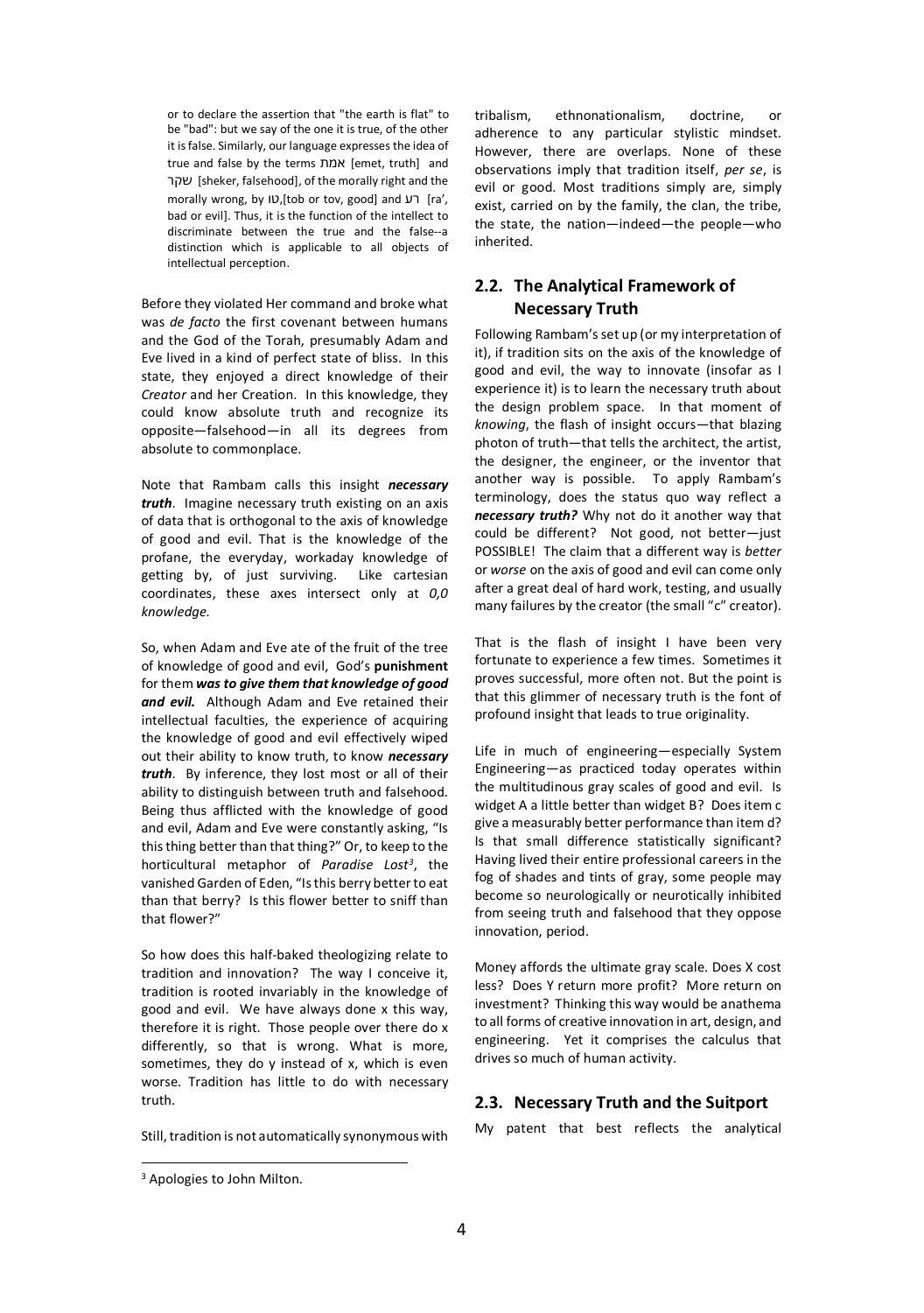> or to declare the assertion that "the earth is flat" to be "bad": but we say of the one it is true, of the other it is false. Similarly, our language expresses the idea of true and false by the terms אמת [emet, truth] and שקר [sheker, falsehood], of the morally right and the morally wrong, by טו,[tob or tov, good] and רע [ra', bad or evil]. Thus, it is the function of the intellect to discriminate between the true and the false--a distinction which is applicable to all objects of intellectual perception.

Before they violated Her command and broke what was *de facto* the first covenant between humans and the God of the Torah, presumably Adam and Eve lived in a kind of perfect state of bliss. In this state, they enjoyed a direct knowledge of their *Creator* and her Creation. In this knowledge, they could know absolute truth and recognize its opposite—falsehood—in all its degrees from absolute to commonplace.

Note that Rambam calls this insight ***necessary truth***. Imagine necessary truth existing on an axis of data that is orthogonal to the axis of knowledge of good and evil. That is the knowledge of the profane, the everyday, workaday knowledge of getting by, of just surviving. Like cartesian coordinates, these axes intersect only at *0,0 knowledge.*

So, when Adam and Eve ate of the fruit of the tree of knowledge of good and evil, God's **punishment** for them ***was to give them that knowledge of good and evil.*** Although Adam and Eve retained their intellectual faculties, the experience of acquiring the knowledge of good and evil effectively wiped out their ability to know truth, to know ***necessary truth***. By inference, they lost most or all of their ability to distinguish between truth and falsehood. Being thus afflicted with the knowledge of good and evil, Adam and Eve were constantly asking, "Is this thing better than that thing?" Or, to keep to the horticultural metaphor of *Paradise Lost*[3], the vanished Garden of Eden, "Is this berry better to eat than that berry? Is this flower better to sniff than that flower?"

So how does this half-baked theologizing relate to tradition and innovation? The way I conceive it, tradition is rooted invariably in the knowledge of good and evil. We have always done x this way, therefore it is right. Those people over there do x differently, so that is wrong. What is more, sometimes, they do y instead of x, which is even worse. Tradition has little to do with necessary truth.

Still, tradition is not automatically synonymous with tribalism, ethnonationalism, doctrine, or adherence to any particular stylistic mindset. However, there are overlaps. None of these observations imply that tradition itself, *per se*, is evil or good. Most traditions simply are, simply exist, carried on by the family, the clan, the tribe, the state, the nation—indeed—the people—who inherited.

## 2.2. The Analytical Framework of Necessary Truth

Following Rambam's set up (or my interpretation of it), if tradition sits on the axis of the knowledge of good and evil, the way to innovate (insofar as I experience it) is to learn the necessary truth about the design problem space. In that moment of *knowing*, the flash of insight occurs—that blazing photon of truth—that tells the architect, the artist, the designer, the engineer, or the inventor that another way is possible. To apply Rambam's terminology, does the status quo way reflect a ***necessary truth?*** Why not do it another way that could be different? Not good, not better—just POSSIBLE! The claim that a different way is *better* or *worse* on the axis of good and evil can come only after a great deal of hard work, testing, and usually many failures by the creator (the small "c" creator).

That is the flash of insight I have been very fortunate to experience a few times. Sometimes it proves successful, more often not. But the point is that this glimmer of necessary truth is the font of profound insight that leads to true originality.

Life in much of engineering—especially System Engineering—as practiced today operates within the multitudinous gray scales of good and evil. Is widget A a little better than widget B? Does item c give a measurably better performance than item d? Is that small difference statistically significant? Having lived their entire professional careers in the fog of shades and tints of gray, some people may become so neurologically or neurotically inhibited from seeing truth and falsehood that they oppose innovation, period.

Money affords the ultimate gray scale. Does X cost less? Does Y return more profit? More return on investment? Thinking this way would be anathema to all forms of creative innovation in art, design, and engineering. Yet it comprises the calculus that drives so much of human activity.

## 2.3. Necessary Truth and the Suitport

My patent that best reflects the analytical

[3] Apologies to John Milton.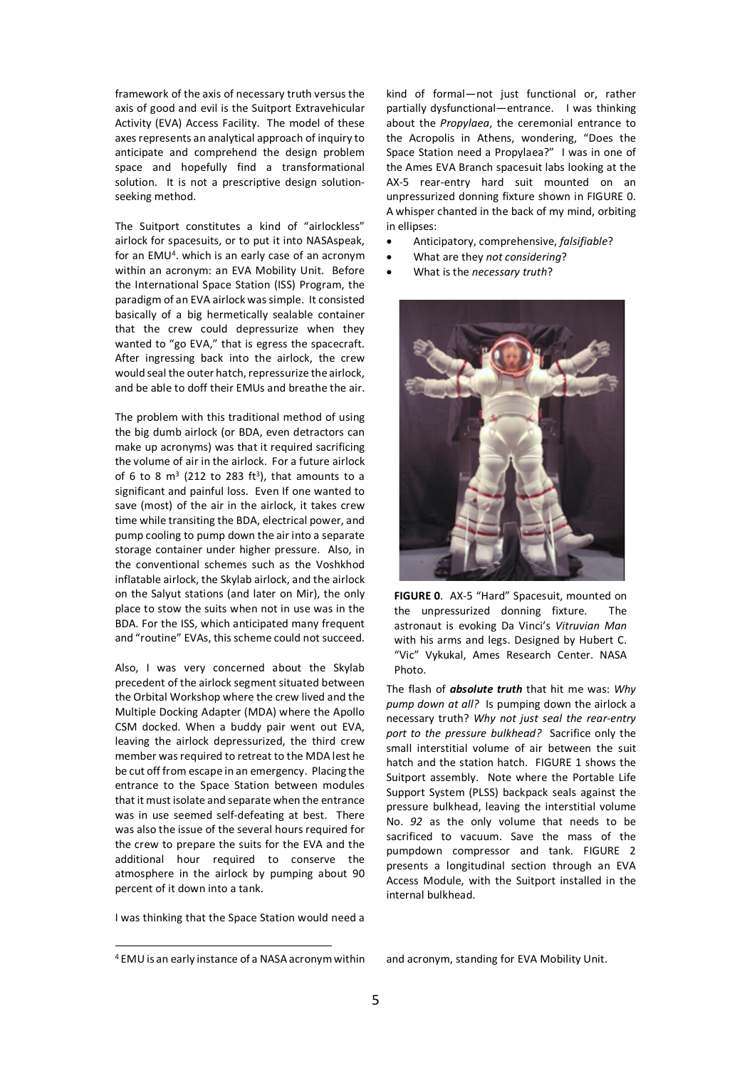framework of the axis of necessary truth versus the axis of good and evil is the Suitport Extravehicular Activity (EVA) Access Facility. The model of these axes represents an analytical approach of inquiry to anticipate and comprehend the design problem space and hopefully find a transformational solution. It is not a prescriptive design solution-seeking method.

The Suitport constitutes a kind of "airlockless" airlock for spacesuits, or to put it into NASAspeak, for an EMU[4]. which is an early case of an acronym within an acronym: an EVA Mobility Unit. Before the International Space Station (ISS) Program, the paradigm of an EVA airlock was simple. It consisted basically of a big hermetically sealable container that the crew could depressurize when they wanted to "go EVA," that is egress the spacecraft. After ingressing back into the airlock, the crew would seal the outer hatch, repressurize the airlock, and be able to doff their EMUs and breathe the air.

The problem with this traditional method of using the big dumb airlock (or BDA, even detractors can make up acronyms) was that it required sacrificing the volume of air in the airlock. For a future airlock of 6 to 8 m$^3$ (212 to 283 ft$^3$), that amounts to a significant and painful loss. Even If one wanted to save (most) of the air in the airlock, it takes crew time while transiting the BDA, electrical power, and pump cooling to pump down the air into a separate storage container under higher pressure. Also, in the conventional schemes such as the Voshkhod inflatable airlock, the Skylab airlock, and the airlock on the Salyut stations (and later on Mir), the only place to stow the suits when not in use was in the BDA. For the ISS, which anticipated many frequent and "routine" EVAs, this scheme could not succeed.

Also, I was very concerned about the Skylab precedent of the airlock segment situated between the Orbital Workshop where the crew lived and the Multiple Docking Adapter (MDA) where the Apollo CSM docked. When a buddy pair went out EVA, leaving the airlock depressurized, the third crew member was required to retreat to the MDA lest he be cut off from escape in an emergency. Placing the entrance to the Space Station between modules that it must isolate and separate when the entrance was in use seemed self-defeating at best. There was also the issue of the several hours required for the crew to prepare the suits for the EVA and the additional hour required to conserve the atmosphere in the airlock by pumping about 90 percent of it down into a tank.

I was thinking that the Space Station would need a kind of formal—not just functional or, rather partially dysfunctional—entrance. I was thinking about the *Propylaea*, the ceremonial entrance to the Acropolis in Athens, wondering, "Does the Space Station need a Propylaea?" I was in one of the Ames EVA Branch spacesuit labs looking at the AX-5 rear-entry hard suit mounted on an unpressurized donning fixture shown in FIGURE 0. A whisper chanted in the back of my mind, orbiting in ellipses:

- Anticipatory, comprehensive, *falsifiable*?
- What are they *not considering*?
- What is the *necessary truth*?

**FIGURE 0**. AX-5 "Hard" Spacesuit, mounted on the unpressurized donning fixture. The astronaut is evoking Da Vinci's *Vitruvian Man* with his arms and legs. Designed by Hubert C. "Vic" Vykukal, Ames Research Center. NASA Photo.

The flash of ***absolute truth*** that hit me was: *Why pump down at all?* Is pumping down the airlock a necessary truth? *Why not just seal the rear-entry port to the pressure bulkhead?* Sacrifice only the small interstitial volume of air between the suit hatch and the station hatch. FIGURE 1 shows the Suitport assembly. Note where the Portable Life Support System (PLSS) backpack seals against the pressure bulkhead, leaving the interstitial volume No. *92* as the only volume that needs to be sacrificed to vacuum. Save the mass of the pumpdown compressor and tank. FIGURE 2 presents a longitudinal section through an EVA Access Module, with the Suitport installed in the internal bulkhead.

[4] EMU is an early instance of a NASA acronym within and acronym, standing for EVA Mobility Unit.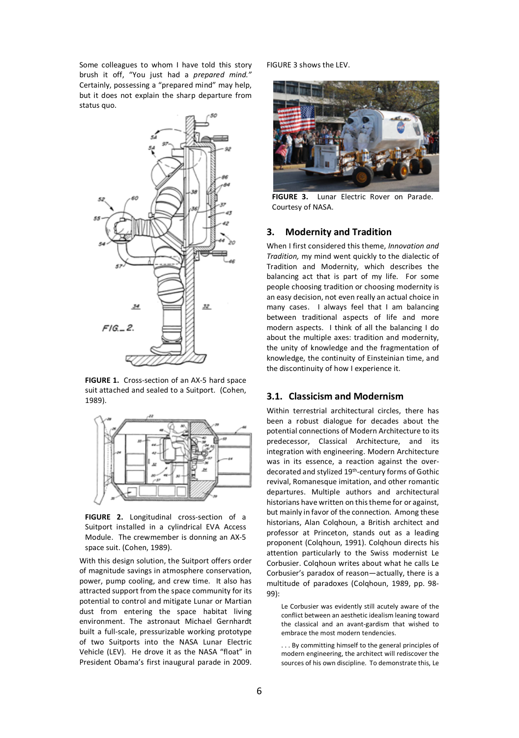Some colleagues to whom I have told this story brush it off, "You just had a *prepared mind.*" Certainly, possessing a "prepared mind" may help, but it does not explain the sharp departure from status quo.

**FIGURE 1.** Cross-section of an AX-5 hard space suit attached and sealed to a Suitport. (Cohen, 1989).

**FIGURE 2.** Longitudinal cross-section of a Suitport installed in a cylindrical EVA Access Module. The crewmember is donning an AX-5 space suit. (Cohen, 1989).

With this design solution, the Suitport offers order of magnitude savings in atmosphere conservation, power, pump cooling, and crew time. It also has attracted support from the space community for its potential to control and mitigate Lunar or Martian dust from entering the space habitat living environment. The astronaut Michael Gernhardt built a full-scale, pressurizable working prototype of two Suitports into the NASA Lunar Electric Vehicle (LEV). He drove it as the NASA "float" in President Obama's first inaugural parade in 2009. FIGURE 3 shows the LEV.

**FIGURE 3.** Lunar Electric Rover on Parade. Courtesy of NASA.

## 3. Modernity and Tradition

When I first considered this theme, *Innovation and Tradition,* my mind went quickly to the dialectic of Tradition and Modernity, which describes the balancing act that is part of my life. For some people choosing tradition or choosing modernity is an easy decision, not even really an actual choice in many cases. I always feel that I am balancing between traditional aspects of life and more modern aspects. I think of all the balancing I do about the multiple axes: tradition and modernity, the unity of knowledge and the fragmentation of knowledge, the continuity of Einsteinian time, and the discontinuity of how I experience it.

### 3.1. Classicism and Modernism

Within terrestrial architectural circles, there has been a robust dialogue for decades about the potential connections of Modern Architecture to its predecessor, Classical Architecture, and its integration with engineering. Modern Architecture was in its essence, a reaction against the over-decorated and stylized 19th-century forms of Gothic revival, Romanesque imitation, and other romantic departures. Multiple authors and architectural historians have written on this theme for or against, but mainly in favor of the connection. Among these historians, Alan Colqhoun, a British architect and professor at Princeton, stands out as a leading proponent (Colqhoun, 1991). Colqhoun directs his attention particularly to the Swiss modernist Le Corbusier. Colqhoun writes about what he calls Le Corbusier's paradox of reason—actually, there is a multitude of paradoxes (Colqhoun, 1989, pp. 98-99):

> Le Corbusier was evidently still acutely aware of the conflict between an aesthetic idealism leaning toward the classical and an avant-gardism that wished to embrace the most modern tendencies.
>
> . . . By committing himself to the general principles of modern engineering, the architect will rediscover the sources of his own discipline. To demonstrate this, Le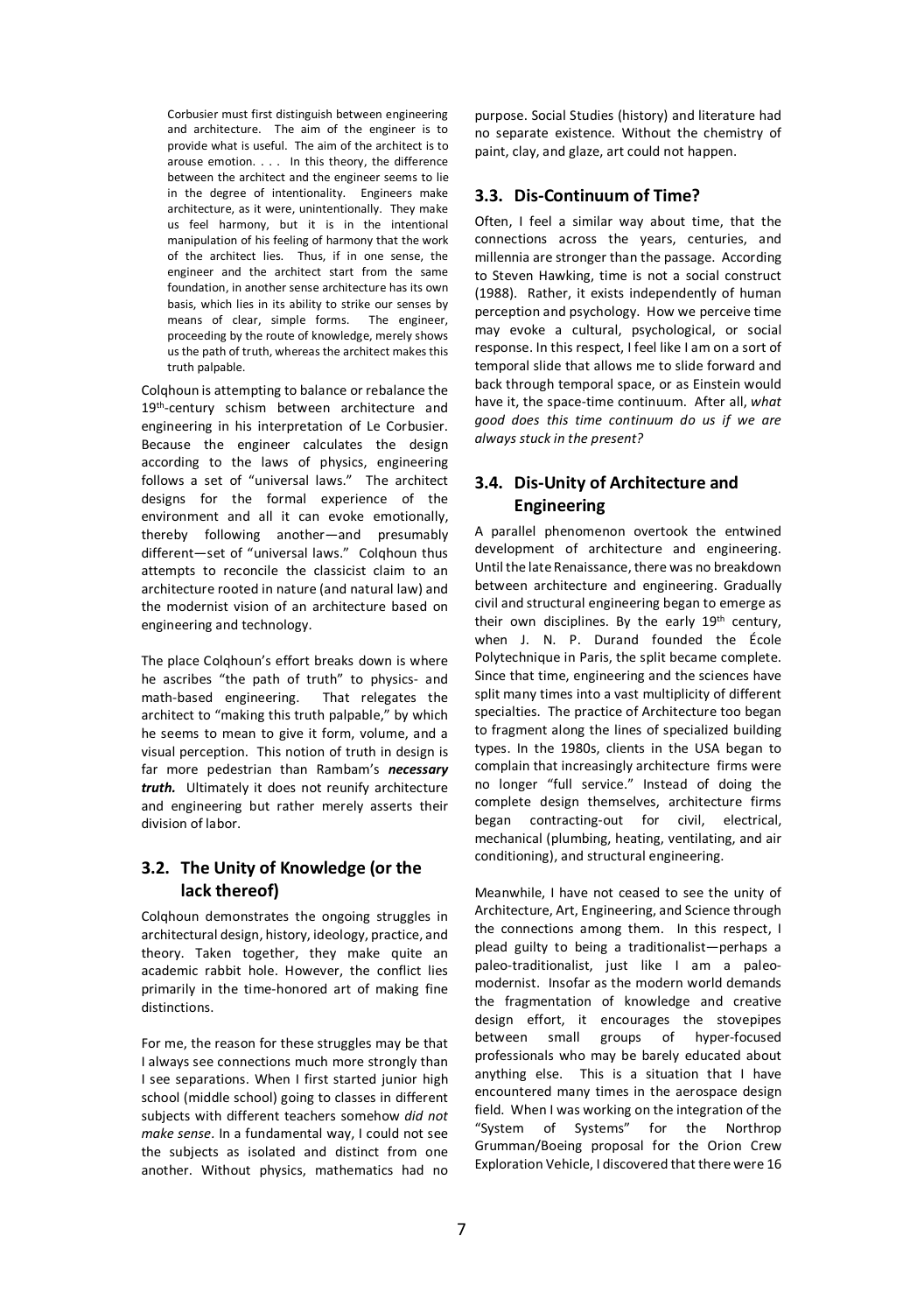> Corbusier must first distinguish between engineering and architecture. The aim of the engineer is to provide what is useful. The aim of the architect is to arouse emotion. . . . In this theory, the difference between the architect and the engineer seems to lie in the degree of intentionality. Engineers make architecture, as it were, unintentionally. They make us feel harmony, but it is in the intentional manipulation of his feeling of harmony that the work of the architect lies. Thus, if in one sense, the engineer and the architect start from the same foundation, in another sense architecture has its own basis, which lies in its ability to strike our senses by means of clear, simple forms. The engineer, proceeding by the route of knowledge, merely shows us the path of truth, whereas the architect makes this truth palpable.

Colqhoun is attempting to balance or rebalance the 19th-century schism between architecture and engineering in his interpretation of Le Corbusier. Because the engineer calculates the design according to the laws of physics, engineering follows a set of "universal laws." The architect designs for the formal experience of the environment and all it can evoke emotionally, thereby following another—and presumably different—set of "universal laws." Colqhoun thus attempts to reconcile the classicist claim to an architecture rooted in nature (and natural law) and the modernist vision of an architecture based on engineering and technology.

The place Colqhoun's effort breaks down is where he ascribes "the path of truth" to physics- and math-based engineering. That relegates the architect to "making this truth palpable," by which he seems to mean to give it form, volume, and a visual perception. This notion of truth in design is far more pedestrian than Rambam's ***necessary truth.*** Ultimately it does not reunify architecture and engineering but rather merely asserts their division of labor.

## 3.2. The Unity of Knowledge (or the lack thereof)

Colqhoun demonstrates the ongoing struggles in architectural design, history, ideology, practice, and theory. Taken together, they make quite an academic rabbit hole. However, the conflict lies primarily in the time-honored art of making fine distinctions.

For me, the reason for these struggles may be that I always see connections much more strongly than I see separations. When I first started junior high school (middle school) going to classes in different subjects with different teachers somehow *did not make sense*. In a fundamental way, I could not see the subjects as isolated and distinct from one another. Without physics, mathematics had no purpose. Social Studies (history) and literature had no separate existence. Without the chemistry of paint, clay, and glaze, art could not happen.

## 3.3. Dis-Continuum of Time?

Often, I feel a similar way about time, that the connections across the years, centuries, and millennia are stronger than the passage. According to Steven Hawking, time is not a social construct (1988). Rather, it exists independently of human perception and psychology. How we perceive time may evoke a cultural, psychological, or social response. In this respect, I feel like I am on a sort of temporal slide that allows me to slide forward and back through temporal space, or as Einstein would have it, the space-time continuum. After all, *what good does this time continuum do us if we are always stuck in the present?*

## 3.4. Dis-Unity of Architecture and Engineering

A parallel phenomenon overtook the entwined development of architecture and engineering. Until the late Renaissance, there was no breakdown between architecture and engineering. Gradually civil and structural engineering began to emerge as their own disciplines. By the early 19th century, when J. N. P. Durand founded the École Polytechnique in Paris, the split became complete. Since that time, engineering and the sciences have split many times into a vast multiplicity of different specialties. The practice of Architecture too began to fragment along the lines of specialized building types. In the 1980s, clients in the USA began to complain that increasingly architecture firms were no longer "full service." Instead of doing the complete design themselves, architecture firms began contracting-out for civil, electrical, mechanical (plumbing, heating, ventilating, and air conditioning), and structural engineering.

Meanwhile, I have not ceased to see the unity of Architecture, Art, Engineering, and Science through the connections among them. In this respect, I plead guilty to being a traditionalist—perhaps a paleo-traditionalist, just like I am a paleo-modernist. Insofar as the modern world demands the fragmentation of knowledge and creative design effort, it encourages the stovepipes between small groups of hyper-focused professionals who may be barely educated about anything else. This is a situation that I have encountered many times in the aerospace design field. When I was working on the integration of the "System of Systems" for the Northrop Grumman/Boeing proposal for the Orion Crew Exploration Vehicle, I discovered that there were 16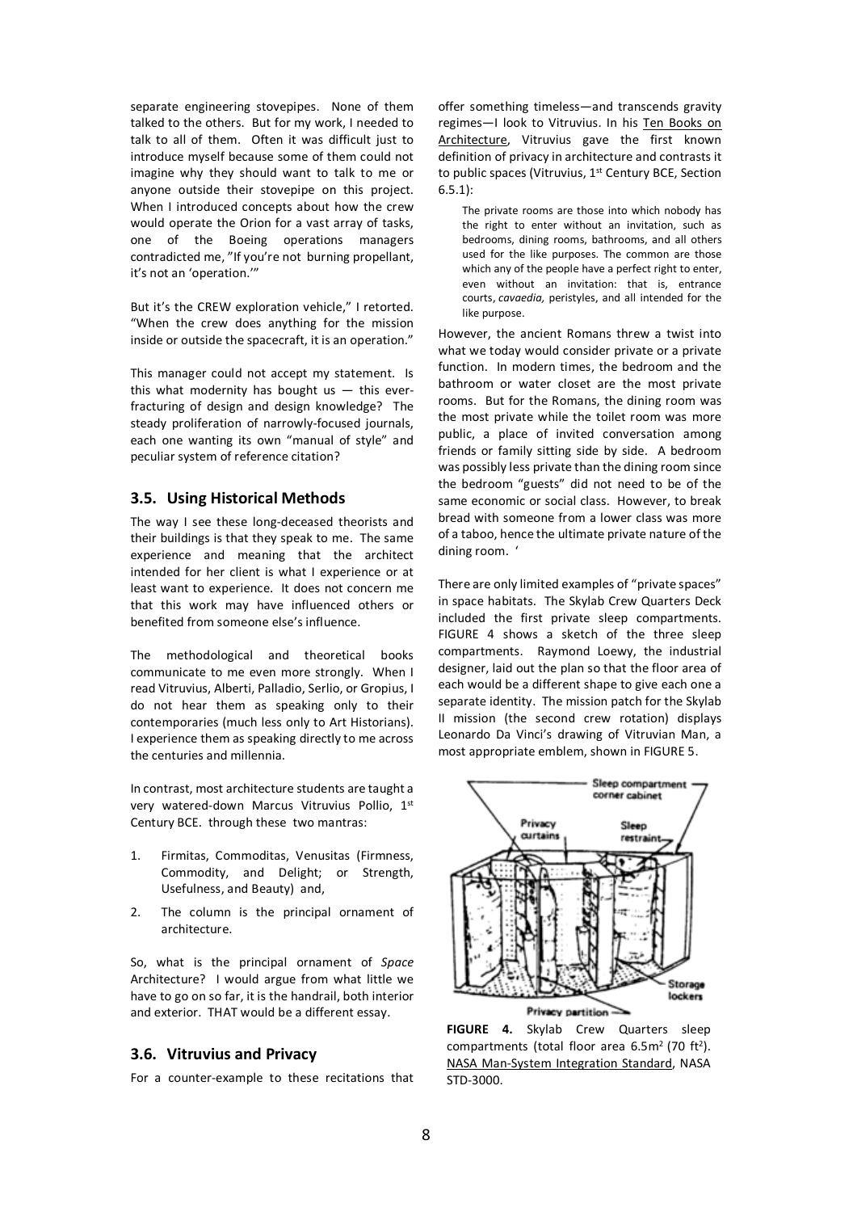separate engineering stovepipes. None of them talked to the others. But for my work, I needed to talk to all of them. Often it was difficult just to introduce myself because some of them could not imagine why they should want to talk to me or anyone outside their stovepipe on this project. When I introduced concepts about how the crew would operate the Orion for a vast array of tasks, one of the Boeing operations managers contradicted me, "If you're not burning propellant, it's not an 'operation.'"

But it's the CREW exploration vehicle," I retorted. "When the crew does anything for the mission inside or outside the spacecraft, it is an operation."

This manager could not accept my statement. Is this what modernity has bought us — this ever-fracturing of design and design knowledge? The steady proliferation of narrowly-focused journals, each one wanting its own "manual of style" and peculiar system of reference citation?

### 3.5. Using Historical Methods

The way I see these long-deceased theorists and their buildings is that they speak to me. The same experience and meaning that the architect intended for her client is what I experience or at least want to experience. It does not concern me that this work may have influenced others or benefited from someone else's influence.

The methodological and theoretical books communicate to me even more strongly. When I read Vitruvius, Alberti, Palladio, Serlio, or Gropius, I do not hear them as speaking only to their contemporaries (much less only to Art Historians). I experience them as speaking directly to me across the centuries and millennia.

In contrast, most architecture students are taught a very watered-down Marcus Vitruvius Pollio, 1st Century BCE. through these two mantras:

1. Firmitas, Commoditas, Venusitas (Firmness, Commodity, and Delight; or Strength, Usefulness, and Beauty) and,
2. The column is the principal ornament of architecture.

So, what is the principal ornament of *Space* Architecture? I would argue from what little we have to go on so far, it is the handrail, both interior and exterior. THAT would be a different essay.

### 3.6. Vitruvius and Privacy

For a counter-example to these recitations that offer something timeless—and transcends gravity regimes—I look to Vitruvius. In his Ten Books on Architecture, Vitruvius gave the first known definition of privacy in architecture and contrasts it to public spaces (Vitruvius, 1st Century BCE, Section 6.5.1):

> The private rooms are those into which nobody has the right to enter without an invitation, such as bedrooms, dining rooms, bathrooms, and all others used for the like purposes. The common are those which any of the people have a perfect right to enter, even without an invitation: that is, entrance courts, *cavaedia*, peristyles, and all intended for the like purpose.

However, the ancient Romans threw a twist into what we today would consider private or a private function. In modern times, the bedroom and the bathroom or water closet are the most private rooms. But for the Romans, the dining room was the most private while the toilet room was more public, a place of invited conversation among friends or family sitting side by side. A bedroom was possibly less private than the dining room since the bedroom "guests" did not need to be of the same economic or social class. However, to break bread with someone from a lower class was more of a taboo, hence the ultimate private nature of the dining room. '

There are only limited examples of "private spaces" in space habitats. The Skylab Crew Quarters Deck included the first private sleep compartments. FIGURE 4 shows a sketch of the three sleep compartments. Raymond Loewy, the industrial designer, laid out the plan so that the floor area of each would be a different shape to give each one a separate identity. The mission patch for the Skylab II mission (the second crew rotation) displays Leonardo Da Vinci's drawing of Vitruvian Man, a most appropriate emblem, shown in FIGURE 5.

**FIGURE 4.** Skylab Crew Quarters sleep compartments (total floor area 6.5m$^2$ (70 ft$^2$). NASA Man-System Integration Standard, NASA STD-3000.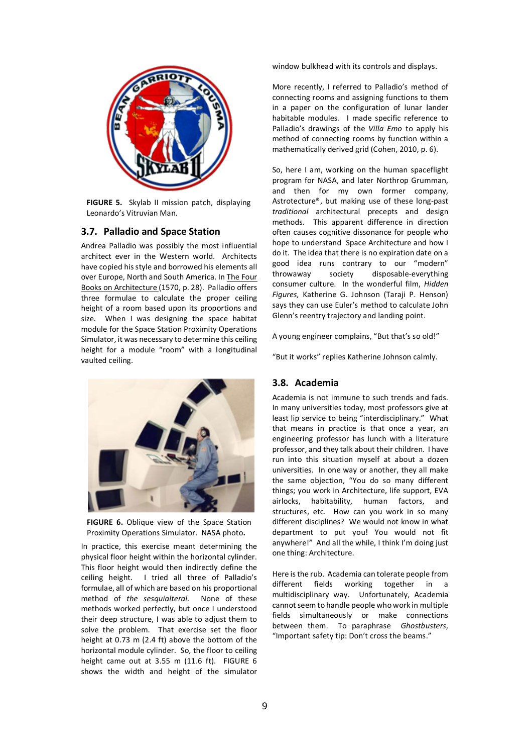**FIGURE 5.** Skylab II mission patch, displaying Leonardo's Vitruvian Man.

### 3.7. Palladio and Space Station

Andrea Palladio was possibly the most influential architect ever in the Western world. Architects have copied his style and borrowed his elements all over Europe, North and South America. In The Four Books on Architecture (1570, p. 28). Palladio offers three formulae to calculate the proper ceiling height of a room based upon its proportions and size. When I was designing the space habitat module for the Space Station Proximity Operations Simulator, it was necessary to determine this ceiling height for a module "room" with a longitudinal vaulted ceiling.

**FIGURE 6.** Oblique view of the Space Station Proximity Operations Simulator. NASA photo**.**

In practice, this exercise meant determining the physical floor height within the horizontal cylinder. This floor height would then indirectly define the ceiling height. I tried all three of Palladio's formulae, all of which are based on his proportional method of *the sesquialteral.* None of these methods worked perfectly, but once I understood their deep structure, I was able to adjust them to solve the problem. That exercise set the floor height at 0.73 m (2.4 ft) above the bottom of the horizontal module cylinder. So, the floor to ceiling height came out at 3.55 m (11.6 ft). FIGURE 6 shows the width and height of the simulator window bulkhead with its controls and displays.

More recently, I referred to Palladio's method of connecting rooms and assigning functions to them in a paper on the configuration of lunar lander habitable modules. I made specific reference to Palladio's drawings of the *Villa Emo* to apply his method of connecting rooms by function within a mathematically derived grid (Cohen, 2010, p. 6).

So, here I am, working on the human spaceflight program for NASA, and later Northrop Grumman, and then for my own former company, Astrotecture®, but making use of these long-past *traditional* architectural precepts and design methods. This apparent difference in direction often causes cognitive dissonance for people who hope to understand Space Architecture and how I do it. The idea that there is no expiration date on a good idea runs contrary to our "modern" throwaway society disposable-everything consumer culture. In the wonderful film, *Hidden Figures,* Katherine G. Johnson (Taraji P. Henson) says they can use Euler's method to calculate John Glenn's reentry trajectory and landing point.

A young engineer complains, "But that's so old!"

"But it works" replies Katherine Johnson calmly.

### 3.8. Academia

Academia is not immune to such trends and fads. In many universities today, most professors give at least lip service to being "interdisciplinary." What that means in practice is that once a year, an engineering professor has lunch with a literature professor, and they talk about their children. I have run into this situation myself at about a dozen universities. In one way or another, they all make the same objection, "You do so many different things; you work in Architecture, life support, EVA airlocks, habitability, human factors, and structures, etc. How can you work in so many different disciplines? We would not know in what department to put you! You would not fit anywhere!" And all the while, I think I'm doing just one thing: Architecture.

Here is the rub. Academia can tolerate people from different fields working together in a multidisciplinary way. Unfortunately, Academia cannot seem to handle people who work in multiple fields simultaneously or make connections between them. To paraphrase *Ghostbusters*, "Important safety tip: Don't cross the beams."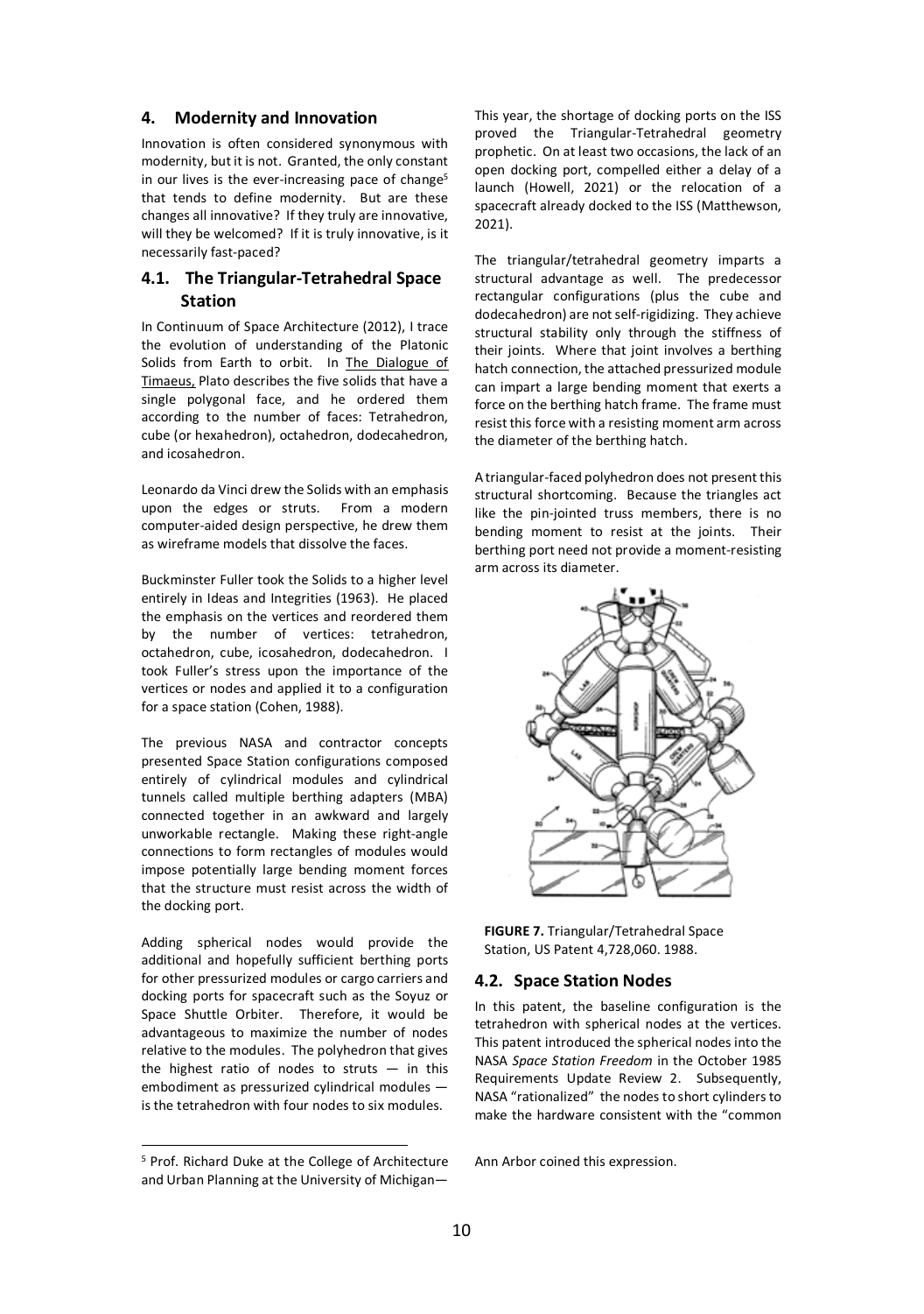## 4. Modernity and Innovation

Innovation is often considered synonymous with modernity, but it is not. Granted, the only constant in our lives is the ever-increasing pace of change[5] that tends to define modernity. But are these changes all innovative? If they truly are innovative, will they be welcomed? If it is truly innovative, is it necessarily fast-paced?

### 4.1. The Triangular-Tetrahedral Space Station

In Continuum of Space Architecture (2012), I trace the evolution of understanding of the Platonic Solids from Earth to orbit. In The Dialogue of Timaeus, Plato describes the five solids that have a single polygonal face, and he ordered them according to the number of faces: Tetrahedron, cube (or hexahedron), octahedron, dodecahedron, and icosahedron.

Leonardo da Vinci drew the Solids with an emphasis upon the edges or struts. From a modern computer-aided design perspective, he drew them as wireframe models that dissolve the faces.

Buckminster Fuller took the Solids to a higher level entirely in Ideas and Integrities (1963). He placed the emphasis on the vertices and reordered them by the number of vertices: tetrahedron, octahedron, cube, icosahedron, dodecahedron. I took Fuller's stress upon the importance of the vertices or nodes and applied it to a configuration for a space station (Cohen, 1988).

The previous NASA and contractor concepts presented Space Station configurations composed entirely of cylindrical modules and cylindrical tunnels called multiple berthing adapters (MBA) connected together in an awkward and largely unworkable rectangle. Making these right-angle connections to form rectangles of modules would impose potentially large bending moment forces that the structure must resist across the width of the docking port.

Adding spherical nodes would provide the additional and hopefully sufficient berthing ports for other pressurized modules or cargo carriers and docking ports for spacecraft such as the Soyuz or Space Shuttle Orbiter. Therefore, it would be advantageous to maximize the number of nodes relative to the modules. The polyhedron that gives the highest ratio of nodes to struts — in this embodiment as pressurized cylindrical modules — is the tetrahedron with four nodes to six modules.

This year, the shortage of docking ports on the ISS proved the Triangular-Tetrahedral geometry prophetic. On at least two occasions, the lack of an open docking port, compelled either a delay of a launch (Howell, 2021) or the relocation of a spacecraft already docked to the ISS (Matthewson, 2021).

The triangular/tetrahedral geometry imparts a structural advantage as well. The predecessor rectangular configurations (plus the cube and dodecahedron) are not self-rigidizing. They achieve structural stability only through the stiffness of their joints. Where that joint involves a berthing hatch connection, the attached pressurized module can impart a large bending moment that exerts a force on the berthing hatch frame. The frame must resist this force with a resisting moment arm across the diameter of the berthing hatch.

A triangular-faced polyhedron does not present this structural shortcoming. Because the triangles act like the pin-jointed truss members, there is no bending moment to resist at the joints. Their berthing port need not provide a moment-resisting arm across its diameter.

**FIGURE 7.** Triangular/Tetrahedral Space Station, US Patent 4,728,060. 1988.

### 4.2. Space Station Nodes

In this patent, the baseline configuration is the tetrahedron with spherical nodes at the vertices. This patent introduced the spherical nodes into the NASA *Space Station Freedom* in the October 1985 Requirements Update Review 2. Subsequently, NASA "rationalized" the nodes to short cylinders to make the hardware consistent with the "common

[5] Prof. Richard Duke at the College of Architecture and Urban Planning at the University of Michigan—Ann Arbor coined this expression.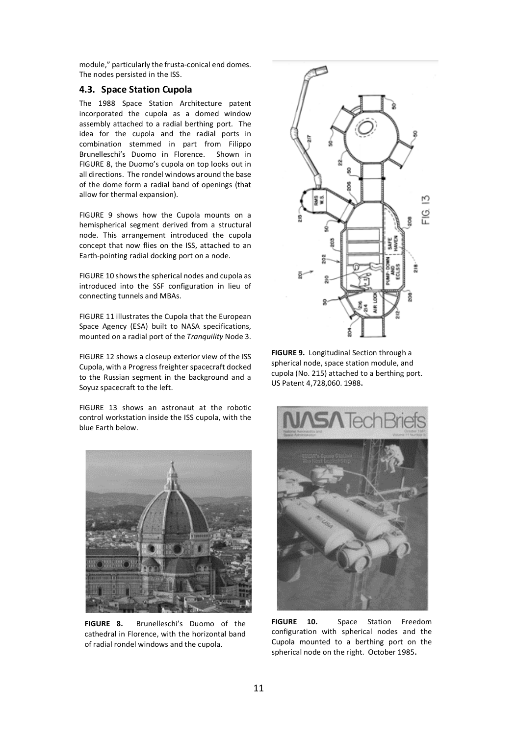module," particularly the frusta-conical end domes. The nodes persisted in the ISS.

### 4.3. Space Station Cupola

The 1988 Space Station Architecture patent incorporated the cupola as a domed window assembly attached to a radial berthing port. The idea for the cupola and the radial ports in combination stemmed in part from Filippo Brunelleschi's Duomo in Florence. Shown in FIGURE 8, the Duomo's cupola on top looks out in all directions. The rondel windows around the base of the dome form a radial band of openings (that allow for thermal expansion).

FIGURE 9 shows how the Cupola mounts on a hemispherical segment derived from a structural node. This arrangement introduced the cupola concept that now flies on the ISS, attached to an Earth-pointing radial docking port on a node.

FIGURE 10 shows the spherical nodes and cupola as introduced into the SSF configuration in lieu of connecting tunnels and MBAs.

FIGURE 11 illustrates the Cupola that the European Space Agency (ESA) built to NASA specifications, mounted on a radial port of the *Tranquility* Node 3.

FIGURE 12 shows a closeup exterior view of the ISS Cupola, with a Progress freighter spacecraft docked to the Russian segment in the background and a Soyuz spacecraft to the left.

FIGURE 13 shows an astronaut at the robotic control workstation inside the ISS cupola, with the blue Earth below.

**FIGURE 8.** Brunelleschi's Duomo of the cathedral in Florence, with the horizontal band of radial rondel windows and the cupola.

**FIGURE 9.** Longitudinal Section through a spherical node, space station module, and cupola (No. 215) attached to a berthing port. US Patent 4,728,060. 1988**.**

**FIGURE 10.** Space Station Freedom configuration with spherical nodes and the Cupola mounted to a berthing port on the spherical node on the right. October 1985**.**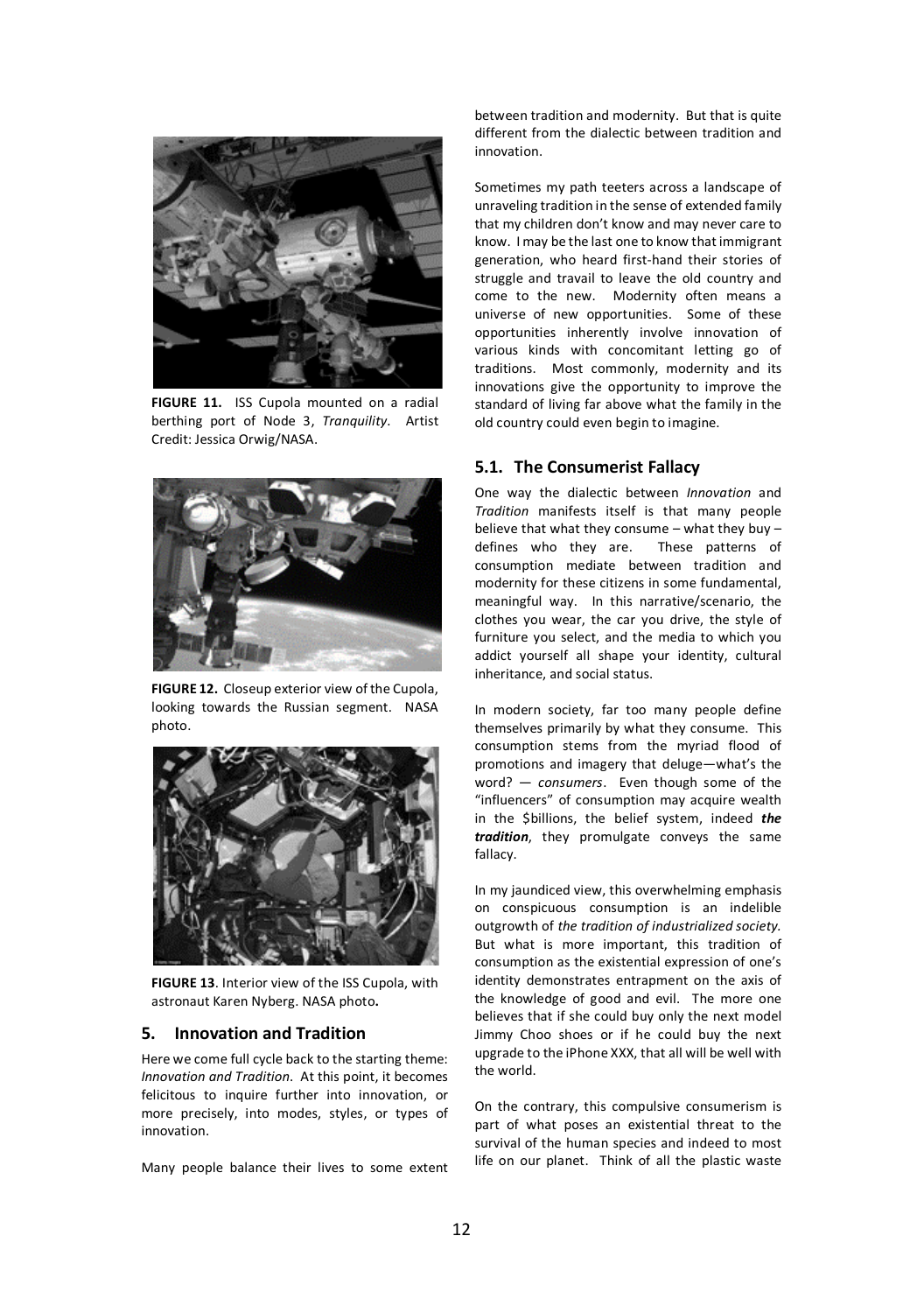FIGURE 11. ISS Cupola mounted on a radial berthing port of Node 3, *Tranquility*. Artist Credit: Jessica Orwig/NASA.

FIGURE 12. Closeup exterior view of the Cupola, looking towards the Russian segment. NASA photo.

FIGURE 13. Interior view of the ISS Cupola, with astronaut Karen Nyberg. NASA photo.

## 5. Innovation and Tradition

Here we come full cycle back to the starting theme: *Innovation and Tradition*. At this point, it becomes felicitous to inquire further into innovation, or more precisely, into modes, styles, or types of innovation.

Many people balance their lives to some extent between tradition and modernity. But that is quite different from the dialectic between tradition and innovation.

Sometimes my path teeters across a landscape of unraveling tradition in the sense of extended family that my children don't know and may never care to know. I may be the last one to know that immigrant generation, who heard first-hand their stories of struggle and travail to leave the old country and come to the new. Modernity often means a universe of new opportunities. Some of these opportunities inherently involve innovation of various kinds with concomitant letting go of traditions. Most commonly, modernity and its innovations give the opportunity to improve the standard of living far above what the family in the old country could even begin to imagine.

### 5.1. The Consumerist Fallacy

One way the dialectic between *Innovation* and *Tradition* manifests itself is that many people believe that what they consume – what they buy – defines who they are. These patterns of consumption mediate between tradition and modernity for these citizens in some fundamental, meaningful way. In this narrative/scenario, the clothes you wear, the car you drive, the style of furniture you select, and the media to which you addict yourself all shape your identity, cultural inheritance, and social status.

In modern society, far too many people define themselves primarily by what they consume. This consumption stems from the myriad flood of promotions and imagery that deluge—what's the word? — *consumers*. Even though some of the "influencers" of consumption may acquire wealth in the $billions, the belief system, indeed ***the tradition***, they promulgate conveys the same fallacy.

In my jaundiced view, this overwhelming emphasis on conspicuous consumption is an indelible outgrowth of *the tradition of industrialized society.* But what is more important, this tradition of consumption as the existential expression of one's identity demonstrates entrapment on the axis of the knowledge of good and evil. The more one believes that if she could buy only the next model Jimmy Choo shoes or if he could buy the next upgrade to the iPhone XXX, that all will be well with the world.

On the contrary, this compulsive consumerism is part of what poses an existential threat to the survival of the human species and indeed to most life on our planet. Think of all the plastic waste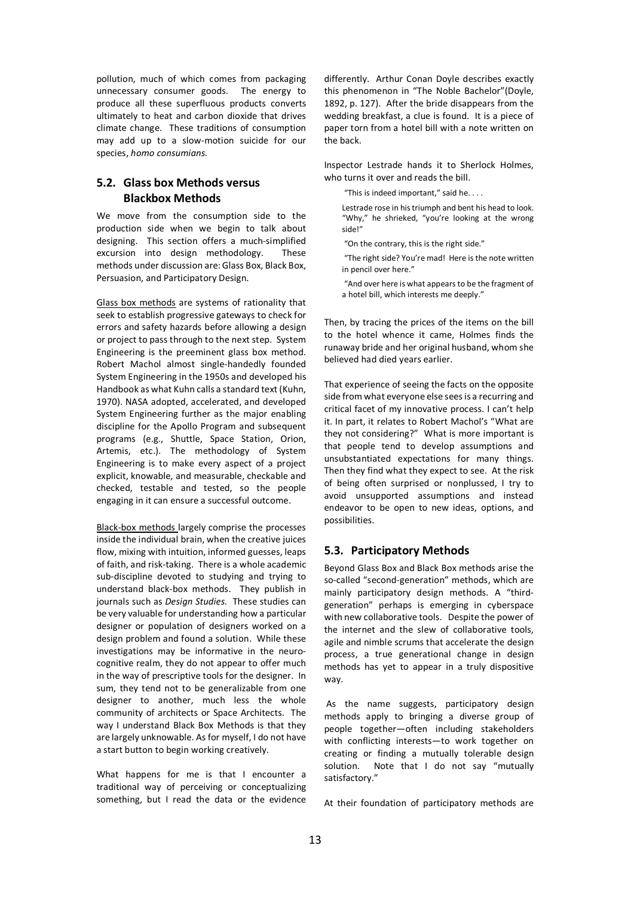pollution, much of which comes from packaging unnecessary consumer goods. The energy to produce all these superfluous products converts ultimately to heat and carbon dioxide that drives climate change. These traditions of consumption may add up to a slow-motion suicide for our species, *homo consumians.*

## 5.2. Glass box Methods versus Blackbox Methods

We move from the consumption side to the production side when we begin to talk about designing. This section offers a much-simplified excursion into design methodology. These methods under discussion are: Glass Box, Black Box, Persuasion, and Participatory Design.

Glass box methods are systems of rationality that seek to establish progressive gateways to check for errors and safety hazards before allowing a design or project to pass through to the next step. System Engineering is the preeminent glass box method. Robert Machol almost single-handedly founded System Engineering in the 1950s and developed his Handbook as what Kuhn calls a standard text (Kuhn, 1970). NASA adopted, accelerated, and developed System Engineering further as the major enabling discipline for the Apollo Program and subsequent programs (e.g., Shuttle, Space Station, Orion, Artemis, etc.). The methodology of System Engineering is to make every aspect of a project explicit, knowable, and measurable, checkable and checked, testable and tested, so the people engaging in it can ensure a successful outcome.

Black-box methods largely comprise the processes inside the individual brain, when the creative juices flow, mixing with intuition, informed guesses, leaps of faith, and risk-taking. There is a whole academic sub-discipline devoted to studying and trying to understand black-box methods. They publish in journals such as *Design Studies.* These studies can be very valuable for understanding how a particular designer or population of designers worked on a design problem and found a solution. While these investigations may be informative in the neuro-cognitive realm, they do not appear to offer much in the way of prescriptive tools for the designer. In sum, they tend not to be generalizable from one designer to another, much less the whole community of architects or Space Architects. The way I understand Black Box Methods is that they are largely unknowable. As for myself, I do not have a start button to begin working creatively.

What happens for me is that I encounter a traditional way of perceiving or conceptualizing something, but I read the data or the evidence differently. Arthur Conan Doyle describes exactly this phenomenon in "The Noble Bachelor"(Doyle, 1892, p. 127). After the bride disappears from the wedding breakfast, a clue is found. It is a piece of paper torn from a hotel bill with a note written on the back.

Inspector Lestrade hands it to Sherlock Holmes, who turns it over and reads the bill.

> "This is indeed important," said he. . . .
>
> Lestrade rose in his triumph and bent his head to look. "Why," he shrieked, "you're looking at the wrong side!"
>
> "On the contrary, this is the right side."
>
> "The right side? You're mad! Here is the note written in pencil over here."
>
> "And over here is what appears to be the fragment of a hotel bill, which interests me deeply."

Then, by tracing the prices of the items on the bill to the hotel whence it came, Holmes finds the runaway bride and her original husband, whom she believed had died years earlier.

That experience of seeing the facts on the opposite side from what everyone else sees is a recurring and critical facet of my innovative process. I can't help it. In part, it relates to Robert Machol's "What are they not considering?" What is more important is that people tend to develop assumptions and unsubstantiated expectations for many things. Then they find what they expect to see. At the risk of being often surprised or nonplussed, I try to avoid unsupported assumptions and instead endeavor to be open to new ideas, options, and possibilities.

## 5.3. Participatory Methods

Beyond Glass Box and Black Box methods arise the so-called "second-generation" methods, which are mainly participatory design methods. A "third-generation" perhaps is emerging in cyberspace with new collaborative tools. Despite the power of the internet and the slew of collaborative tools, agile and nimble scrums that accelerate the design process, a true generational change in design methods has yet to appear in a truly dispositive way.

As the name suggests, participatory design methods apply to bringing a diverse group of people together—often including stakeholders with conflicting interests—to work together on creating or finding a mutually tolerable design solution. Note that I do not say "mutually satisfactory."

At their foundation of participatory methods are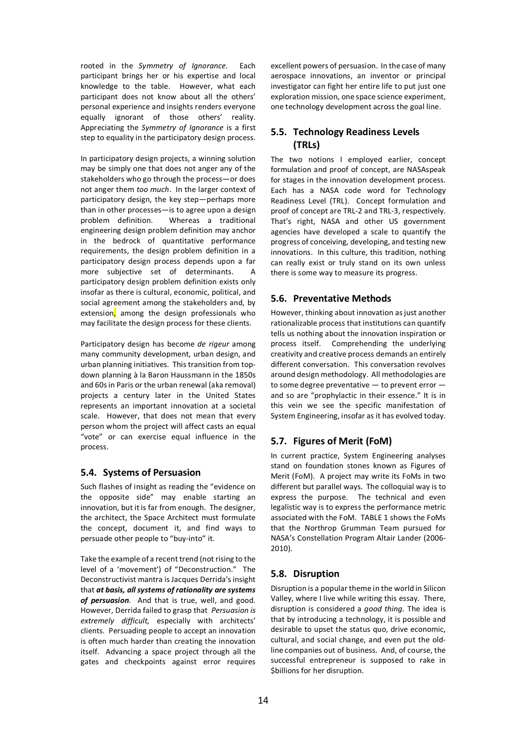rooted in the *Symmetry of Ignorance.* Each participant brings her or his expertise and local knowledge to the table. However, what each participant does not know about all the others' personal experience and insights renders everyone equally ignorant of those others' reality. Appreciating the *Symmetry of Ignorance* is a first step to equality in the participatory design process.

In participatory design projects, a winning solution may be simply one that does not anger any of the stakeholders who go through the process—or does not anger them *too much*. In the larger context of participatory design, the key step—perhaps more than in other processes—is to agree upon a design problem definition. Whereas a traditional engineering design problem definition may anchor in the bedrock of quantitative performance requirements, the design problem definition in a participatory design process depends upon a far more subjective set of determinants. A participatory design problem definition exists only insofar as there is cultural, economic, political, and social agreement among the stakeholders and, by extension, among the design professionals who may facilitate the design process for these clients.

Participatory design has become *de rigeur* among many community development, urban design, and urban planning initiatives. This transition from top-down planning à la Baron Haussmann in the 1850s and 60s in Paris or the urban renewal (aka removal) projects a century later in the United States represents an important innovation at a societal scale. However, that does not mean that every person whom the project will affect casts an equal "vote" or can exercise equal influence in the process.

## 5.4. Systems of Persuasion

Such flashes of insight as reading the "evidence on the opposite side" may enable starting an innovation, but it is far from enough. The designer, the architect, the Space Architect must formulate the concept, document it, and find ways to persuade other people to "buy-into" it.

Take the example of a recent trend (not rising to the level of a 'movement') of "Deconstruction." The Deconstructivist mantra is Jacques Derrida's insight that ***at basis, all systems of rationality are systems of persuasion***. And that is true, well, and good. However, Derrida failed to grasp that *Persuasion is extremely difficult,* especially with architects' clients. Persuading people to accept an innovation is often much harder than creating the innovation itself. Advancing a space project through all the gates and checkpoints against error requires excellent powers of persuasion. In the case of many aerospace innovations, an inventor or principal investigator can fight her entire life to put just one exploration mission, one space science experiment, one technology development across the goal line.

## 5.5. Technology Readiness Levels (TRLs)

The two notions I employed earlier, concept formulation and proof of concept, are NASAspeak for stages in the innovation development process. Each has a NASA code word for Technology Readiness Level (TRL). Concept formulation and proof of concept are TRL-2 and TRL-3, respectively. That's right, NASA and other US government agencies have developed a scale to quantify the progress of conceiving, developing, and testing new innovations. In this culture, this tradition, nothing can really exist or truly stand on its own unless there is some way to measure its progress.

## 5.6. Preventative Methods

However, thinking about innovation as just another rationalizable process that institutions can quantify tells us nothing about the innovation inspiration or process itself. Comprehending the underlying creativity and creative process demands an entirely different conversation. This conversation revolves around design methodology. All methodologies are to some degree preventative — to prevent error — and so are "prophylactic in their essence." It is in this vein we see the specific manifestation of System Engineering, insofar as it has evolved today.

## 5.7. Figures of Merit (FoM)

In current practice, System Engineering analyses stand on foundation stones known as Figures of Merit (FoM). A project may write its FoMs in two different but parallel ways. The colloquial way is to express the purpose. The technical and even legalistic way is to express the performance metric associated with the FoM. TABLE 1 shows the FoMs that the Northrop Grumman Team pursued for NASA's Constellation Program Altair Lander (2006-2010).

## 5.8. Disruption

Disruption is a popular theme in the world in Silicon Valley, where I live while writing this essay. There, disruption is considered a *good thing*. The idea is that by introducing a technology, it is possible and desirable to upset the status quo, drive economic, cultural, and social change, and even put the old-line companies out of business. And, of course, the successful entrepreneur is supposed to rake in $billions for her disruption.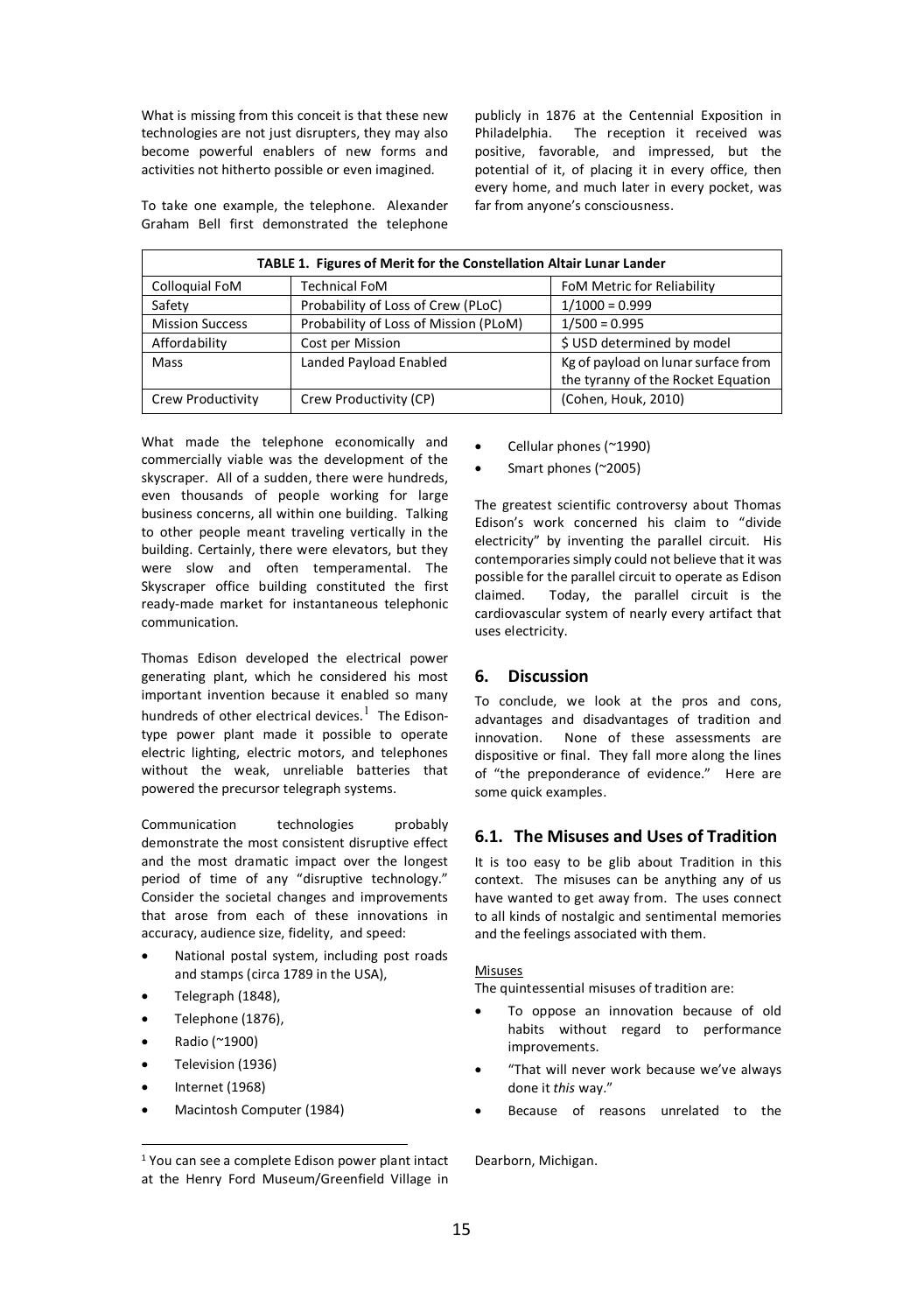What is missing from this conceit is that these new technologies are not just disrupters, they may also become powerful enablers of new forms and activities not hitherto possible or even imagined.

To take one example, the telephone. Alexander Graham Bell first demonstrated the telephone publicly in 1876 at the Centennial Exposition in Philadelphia. The reception it received was positive, favorable, and impressed, but the potential of it, of placing it in every office, then every home, and much later in every pocket, was far from anyone's consciousness.

**TABLE 1. Figures of Merit for the Constellation Altair Lunar Lander**

| Colloquial FoM | Technical FoM | FoM Metric for Reliability |
|---|---|---|
| Safety | Probability of Loss of Crew (PLoC) | 1/1000 = 0.999 |
| Mission Success | Probability of Loss of Mission (PLoM) | 1/500 = 0.995 |
| Affordability | Cost per Mission | $ USD determined by model |
| Mass | Landed Payload Enabled | Kg of payload on lunar surface from the tyranny of the Rocket Equation |
| Crew Productivity | Crew Productivity (CP) | (Cohen, Houk, 2010) |

What made the telephone economically and commercially viable was the development of the skyscraper. All of a sudden, there were hundreds, even thousands of people working for large business concerns, all within one building. Talking to other people meant traveling vertically in the building. Certainly, there were elevators, but they were slow and often temperamental. The Skyscraper office building constituted the first ready-made market for instantaneous telephonic communication.

Thomas Edison developed the electrical power generating plant, which he considered his most important invention because it enabled so many hundreds of other electrical devices.[1] The Edison-type power plant made it possible to operate electric lighting, electric motors, and telephones without the weak, unreliable batteries that powered the precursor telegraph systems.

Communication technologies probably demonstrate the most consistent disruptive effect and the most dramatic impact over the longest period of time of any "disruptive technology." Consider the societal changes and improvements that arose from each of these innovations in accuracy, audience size, fidelity, and speed:

- National postal system, including post roads and stamps (circa 1789 in the USA),
- Telegraph (1848),
- Telephone (1876),
- Radio (~1900)
- Television (1936)
- Internet (1968)
- Macintosh Computer (1984)
- Cellular phones (~1990)
- Smart phones (~2005)

The greatest scientific controversy about Thomas Edison's work concerned his claim to "divide electricity" by inventing the parallel circuit. His contemporaries simply could not believe that it was possible for the parallel circuit to operate as Edison claimed. Today, the parallel circuit is the cardiovascular system of nearly every artifact that uses electricity.

## 6. Discussion

To conclude, we look at the pros and cons, advantages and disadvantages of tradition and innovation. None of these assessments are dispositive or final. They fall more along the lines of "the preponderance of evidence." Here are some quick examples.

### 6.1. The Misuses and Uses of Tradition

It is too easy to be glib about Tradition in this context. The misuses can be anything any of us have wanted to get away from. The uses connect to all kinds of nostalgic and sentimental memories and the feelings associated with them.

Misuses

The quintessential misuses of tradition are:

- To oppose an innovation because of old habits without regard to performance improvements.
- "That will never work because we've always done it *this* way."
- Because of reasons unrelated to the

[1] You can see a complete Edison power plant intact at the Henry Ford Museum/Greenfield Village in Dearborn, Michigan.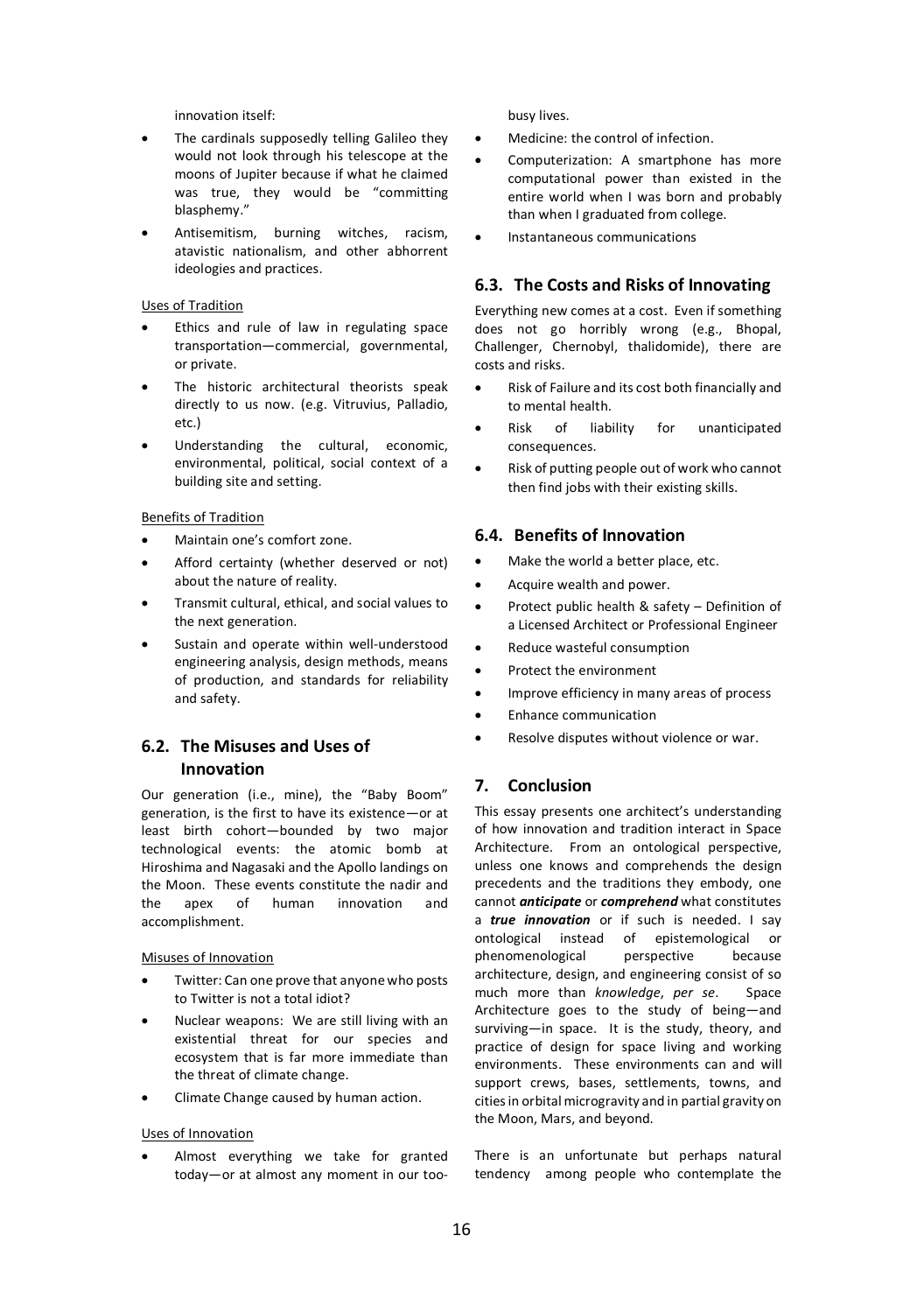innovation itself:

- The cardinals supposedly telling Galileo they would not look through his telescope at the moons of Jupiter because if what he claimed was true, they would be "committing blasphemy."
- Antisemitism, burning witches, racism, atavistic nationalism, and other abhorrent ideologies and practices.

Uses of Tradition

- Ethics and rule of law in regulating space transportation—commercial, governmental, or private.
- The historic architectural theorists speak directly to us now. (e.g. Vitruvius, Palladio, etc.)
- Understanding the cultural, economic, environmental, political, social context of a building site and setting.

Benefits of Tradition

- Maintain one's comfort zone.
- Afford certainty (whether deserved or not) about the nature of reality.
- Transmit cultural, ethical, and social values to the next generation.
- Sustain and operate within well-understood engineering analysis, design methods, means of production, and standards for reliability and safety.

## 6.2. The Misuses and Uses of Innovation

Our generation (i.e., mine), the "Baby Boom" generation, is the first to have its existence—or at least birth cohort—bounded by two major technological events: the atomic bomb at Hiroshima and Nagasaki and the Apollo landings on the Moon. These events constitute the nadir and the apex of human innovation and accomplishment.

Misuses of Innovation

- Twitter: Can one prove that anyone who posts to Twitter is not a total idiot?
- Nuclear weapons: We are still living with an existential threat for our species and ecosystem that is far more immediate than the threat of climate change.
- Climate Change caused by human action.

Uses of Innovation

- Almost everything we take for granted today—or at almost any moment in our too-busy lives.
- Medicine: the control of infection.
- Computerization: A smartphone has more computational power than existed in the entire world when I was born and probably than when I graduated from college.
- Instantaneous communications

## 6.3. The Costs and Risks of Innovating

Everything new comes at a cost. Even if something does not go horribly wrong (e.g., Bhopal, Challenger, Chernobyl, thalidomide), there are costs and risks.

- Risk of Failure and its cost both financially and to mental health.
- Risk of liability for unanticipated consequences.
- Risk of putting people out of work who cannot then find jobs with their existing skills.

## 6.4. Benefits of Innovation

- Make the world a better place, etc.
- Acquire wealth and power.
- Protect public health & safety – Definition of a Licensed Architect or Professional Engineer
- Reduce wasteful consumption
- Protect the environment
- Improve efficiency in many areas of process
- Enhance communication
- Resolve disputes without violence or war.

# 7. Conclusion

This essay presents one architect's understanding of how innovation and tradition interact in Space Architecture. From an ontological perspective, unless one knows and comprehends the design precedents and the traditions they embody, one cannot ***anticipate*** or ***comprehend*** what constitutes a ***true innovation*** or if such is needed. I say ontological instead of epistemological or phenomenological perspective because architecture, design, and engineering consist of so much more than *knowledge*, *per se*. Space Architecture goes to the study of being—and surviving—in space. It is the study, theory, and practice of design for space living and working environments. These environments can and will support crews, bases, settlements, towns, and cities in orbital microgravity and in partial gravity on the Moon, Mars, and beyond.

There is an unfortunate but perhaps natural tendency among people who contemplate the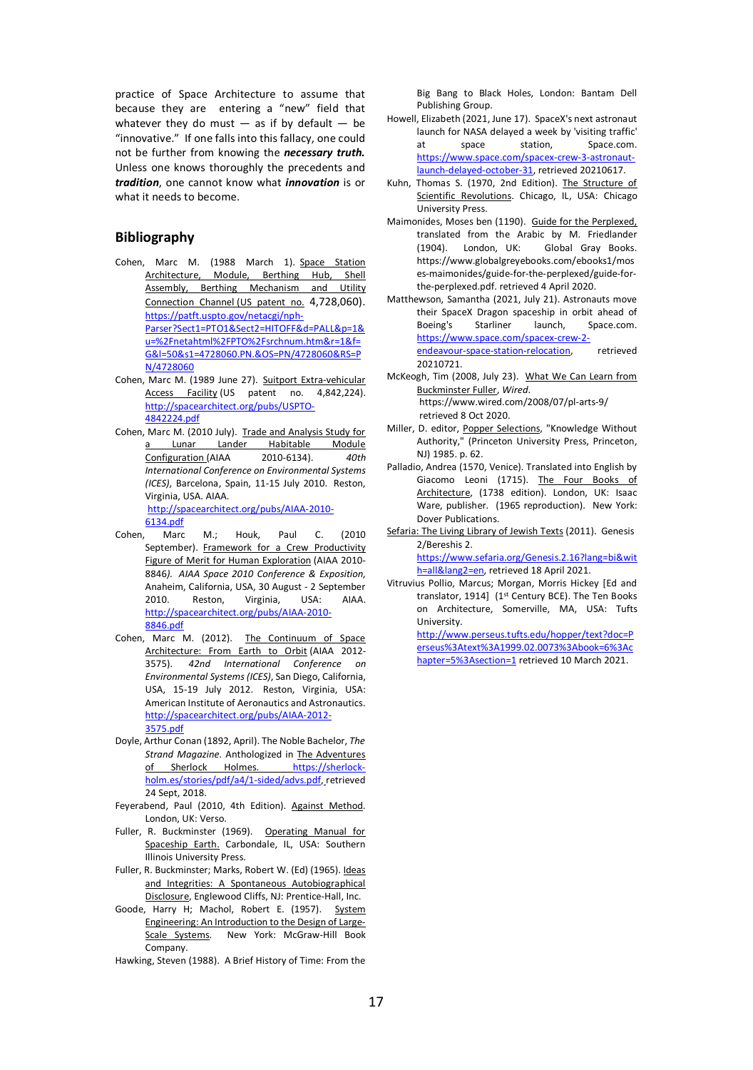practice of Space Architecture to assume that because they are entering a "new" field that whatever they do must — as if by default — be "innovative." If one falls into this fallacy, one could not be further from knowing the ***necessary truth.*** Unless one knows thoroughly the precedents and ***tradition***, one cannot know what ***innovation*** is or what it needs to become.

## Bibliography

Cohen, Marc M. (1988 March 1). Space Station Architecture, Module, Berthing Hub, Shell Assembly, Berthing Mechanism and Utility Connection Channel (US patent no. 4,728,060). https://patft.uspto.gov/netacgi/nph-Parser?Sect1=PTO1&Sect2=HITOFF&d=PALL&p=1&u=%2Fnetahtml%2FPTO%2Fsrchnum.htm&r=1&f=G&l=50&s1=4728060.PN.&OS=PN/4728060&RS=PN/4728060

Cohen, Marc M. (1989 June 27). Suitport Extra-vehicular Access Facility (US patent no. 4,842,224). http://spacearchitect.org/pubs/USPTO-4842224.pdf

Cohen, Marc M. (2010 July). Trade and Analysis Study for a Lunar Lander Habitable Module Configuration (AIAA 2010-6134). *40th International Conference on Environmental Systems (ICES)*, Barcelona, Spain, 11-15 July 2010. Reston, Virginia, USA. AIAA. http://spacearchitect.org/pubs/AIAA-2010-6134.pdf

Cohen, Marc M.; Houk, Paul C. (2010 September). Framework for a Crew Productivity Figure of Merit for Human Exploration (AIAA 2010-8846*). AIAA Space 2010 Conference & Exposition,* Anaheim, California, USA, 30 August - 2 September 2010. Reston, Virginia, USA: AIAA. http://spacearchitect.org/pubs/AIAA-2010-8846.pdf

Cohen, Marc M. (2012). The Continuum of Space Architecture: From Earth to Orbit (AIAA 2012-3575). *42nd International Conference on Environmental Systems (ICES)*, San Diego, California, USA, 15-19 July 2012. Reston, Virginia, USA: American Institute of Aeronautics and Astronautics. http://spacearchitect.org/pubs/AIAA-2012-3575.pdf

Doyle, Arthur Conan (1892, April). The Noble Bachelor, *The Strand Magazine.* Anthologized in The Adventures of Sherlock Holmes. https://sherlock-holm.es/stories/pdf/a4/1-sided/advs.pdf, retrieved 24 Sept, 2018.

Feyerabend, Paul (2010, 4th Edition). Against Method. London, UK: Verso.

Fuller, R. Buckminster (1969). Operating Manual for Spaceship Earth. Carbondale, IL, USA: Southern Illinois University Press.

Fuller, R. Buckminster; Marks, Robert W. (Ed) (1965). Ideas and Integrities: A Spontaneous Autobiographical Disclosure, Englewood Cliffs, NJ: Prentice-Hall, Inc.

Goode, Harry H; Machol, Robert E. (1957). System Engineering: An Introduction to the Design of Large-Scale Systems. New York: McGraw-Hill Book Company.

Hawking, Steven (1988). A Brief History of Time: From the Big Bang to Black Holes, London: Bantam Dell Publishing Group.

Howell, Elizabeth (2021, June 17). SpaceX's next astronaut launch for NASA delayed a week by 'visiting traffic' at space station, Space.com. https://www.space.com/spacex-crew-3-astronaut-launch-delayed-october-31, retrieved 20210617.

Kuhn, Thomas S. (1970, 2nd Edition). The Structure of Scientific Revolutions. Chicago, IL, USA: Chicago University Press.

Maimonides, Moses ben (1190). Guide for the Perplexed, translated from the Arabic by M. Friedlander (1904). London, UK: Global Gray Books. https://www.globalgreyebooks.com/ebooks1/moses-maimonides/guide-for-the-perplexed/guide-for-the-perplexed.pdf. retrieved 4 April 2020.

Matthewson, Samantha (2021, July 21). Astronauts move their SpaceX Dragon spaceship in orbit ahead of Boeing's Starliner launch, Space.com. https://www.space.com/spacex-crew-2-endeavour-space-station-relocation, retrieved 20210721.

McKeogh, Tim (2008, July 23). What We Can Learn from Buckminster Fuller, *Wired*. https://www.wired.com/2008/07/pl-arts-9/ retrieved 8 Oct 2020.

Miller, D. editor, Popper Selections, "Knowledge Without Authority," (Princeton University Press, Princeton, NJ) 1985. p. 62.

Palladio, Andrea (1570, Venice). Translated into English by Giacomo Leoni (1715). The Four Books of Architecture, (1738 edition). London, UK: Isaac Ware, publisher. (1965 reproduction). New York: Dover Publications.

Sefaria: The Living Library of Jewish Texts (2011). Genesis 2/Bereshis 2. https://www.sefaria.org/Genesis.2.16?lang=bi&with=all&lang2=en, retrieved 18 April 2021.

Vitruvius Pollio, Marcus; Morgan, Morris Hickey [Ed and translator, 1914] (1st Century BCE). The Ten Books on Architecture, Somerville, MA, USA: Tufts University. http://www.perseus.tufts.edu/hopper/text?doc=Perseus%3Atext%3A1999.02.0073%3Abook=6%3Achapter=5%3Asection=1 retrieved 10 March 2021.